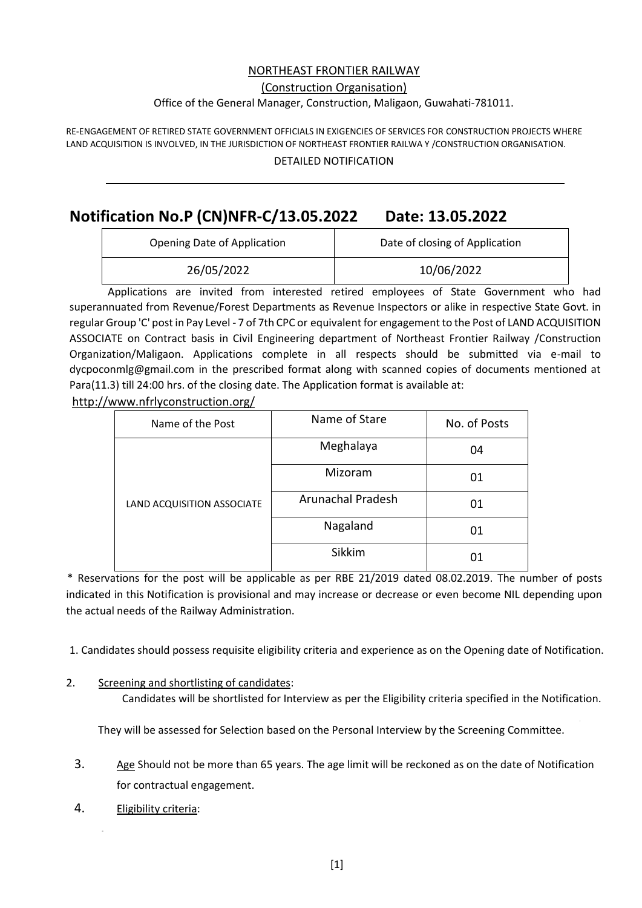NORTHEAST FRONTIER RAILWAY

(Construction Organisation)

Office of the General Manager, Construction, Maligaon, Guwahati-781011.

RE-ENGAGEMENT OF RETIRED STATE GOVERNMENT OFFICIALS IN EXIGENCIES OF SERVICES FOR CONSTRUCTION PROJECTS WHERE LAND ACQUISITION IS INVOLVED, IN THE JURISDICTION OF NORTHEAST FRONTIER RAILWA Y /CONSTRUCTION ORGANISATION.

DETAILED NOTIFICATION

# Notification No.P (CN)NFR-C/13.05.2022 Date: 13.05.2022

| Opening Date of Application | Date of closing of Application |
|---|---|
| 26/05/2022 | 10/06/2022 |

Applications are invited from interested retired employees of State Government who had superannuated from Revenue/Forest Departments as Revenue Inspectors or alike in respective State Govt. in regular Group 'C' post in Pay Level - 7 of 7th CPC or equivalent for engagement to the Post of LAND ACQUISITION ASSOCIATE on Contract basis in Civil Engineering department of Northeast Frontier Railway /Construction Organization/Maligaon. Applications complete in all respects should be submitted via e-mail to dycpoconmlg@gmail.com in the prescribed format along with scanned copies of documents mentioned at Para(11.3) till 24:00 hrs. of the closing date. The Application format is available at:

http://www.nfrlyconstruction.org/

| Name of the Post | Name of Stare | No. of Posts |
|---|---|---|
| LAND ACQUISITION ASSOCIATE | Meghalaya | 04 |
| | Mizoram | 01 |
| | Arunachal Pradesh | 01 |
| | Nagaland | 01 |
| | Sikkim | 01 |

* Reservations for the post will be applicable as per RBE 21/2019 dated 08.02.2019. The number of posts indicated in this Notification is provisional and may increase or decrease or even become NIL depending upon the actual needs of the Railway Administration.

1. Candidates should possess requisite eligibility criteria and experience as on the Opening date of Notification.

2. Screening and shortlisting of candidates:

   Candidates will be shortlisted for Interview as per the Eligibility criteria specified in the Notification.

   They will be assessed for Selection based on the Personal Interview by the Screening Committee.

3. Age Should not be more than 65 years. The age limit will be reckoned as on the date of Notification for contractual engagement.

4. Eligibility criteria: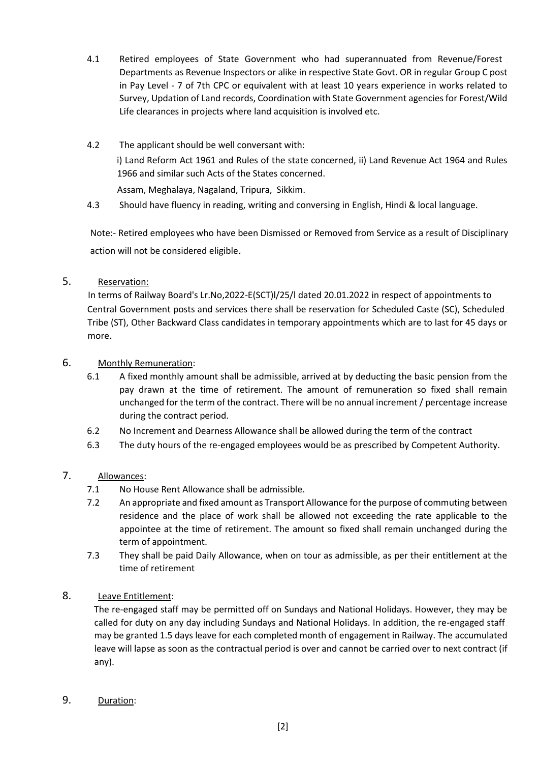4.1 Retired employees of State Government who had superannuated from Revenue/Forest Departments as Revenue Inspectors or alike in respective State Govt. OR in regular Group C post in Pay Level - 7 of 7th CPC or equivalent with at least 10 years experience in works related to Survey, Updation of Land records, Coordination with State Government agencies for Forest/Wild Life clearances in projects where land acquisition is involved etc.

4.2 The applicant should be well conversant with:

i) Land Reform Act 1961 and Rules of the state concerned, ii) Land Revenue Act 1964 and Rules 1966 and similar such Acts of the States concerned.

Assam, Meghalaya, Nagaland, Tripura, Sikkim.

4.3 Should have fluency in reading, writing and conversing in English, Hindi & local language.

Note:- Retired employees who have been Dismissed or Removed from Service as a result of Disciplinary action will not be considered eligible.

## 5. Reservation:

In terms of Railway Board's Lr.No,2022-E(SCT)l/25/l dated 20.01.2022 in respect of appointments to Central Government posts and services there shall be reservation for Scheduled Caste (SC), Scheduled Tribe (ST), Other Backward Class candidates in temporary appointments which are to last for 45 days or more.

## 6. Monthly Remuneration:

6.1 A fixed monthly amount shall be admissible, arrived at by deducting the basic pension from the pay drawn at the time of retirement. The amount of remuneration so fixed shall remain unchanged for the term of the contract. There will be no annual increment / percentage increase during the contract period.

6.2 No Increment and Dearness Allowance shall be allowed during the term of the contract

6.3 The duty hours of the re-engaged employees would be as prescribed by Competent Authority.

## 7. Allowances:

7.1 No House Rent Allowance shall be admissible.

7.2 An appropriate and fixed amount as Transport Allowance for the purpose of commuting between residence and the place of work shall be allowed not exceeding the rate applicable to the appointee at the time of retirement. The amount so fixed shall remain unchanged during the term of appointment.

7.3 They shall be paid Daily Allowance, when on tour as admissible, as per their entitlement at the time of retirement

## 8. Leave Entitlement:

The re-engaged staff may be permitted off on Sundays and National Holidays. However, they may be called for duty on any day including Sundays and National Holidays. In addition, the re-engaged staff may be granted 1.5 days leave for each completed month of engagement in Railway. The accumulated leave will lapse as soon as the contractual period is over and cannot be carried over to next contract (if any).

## 9. Duration: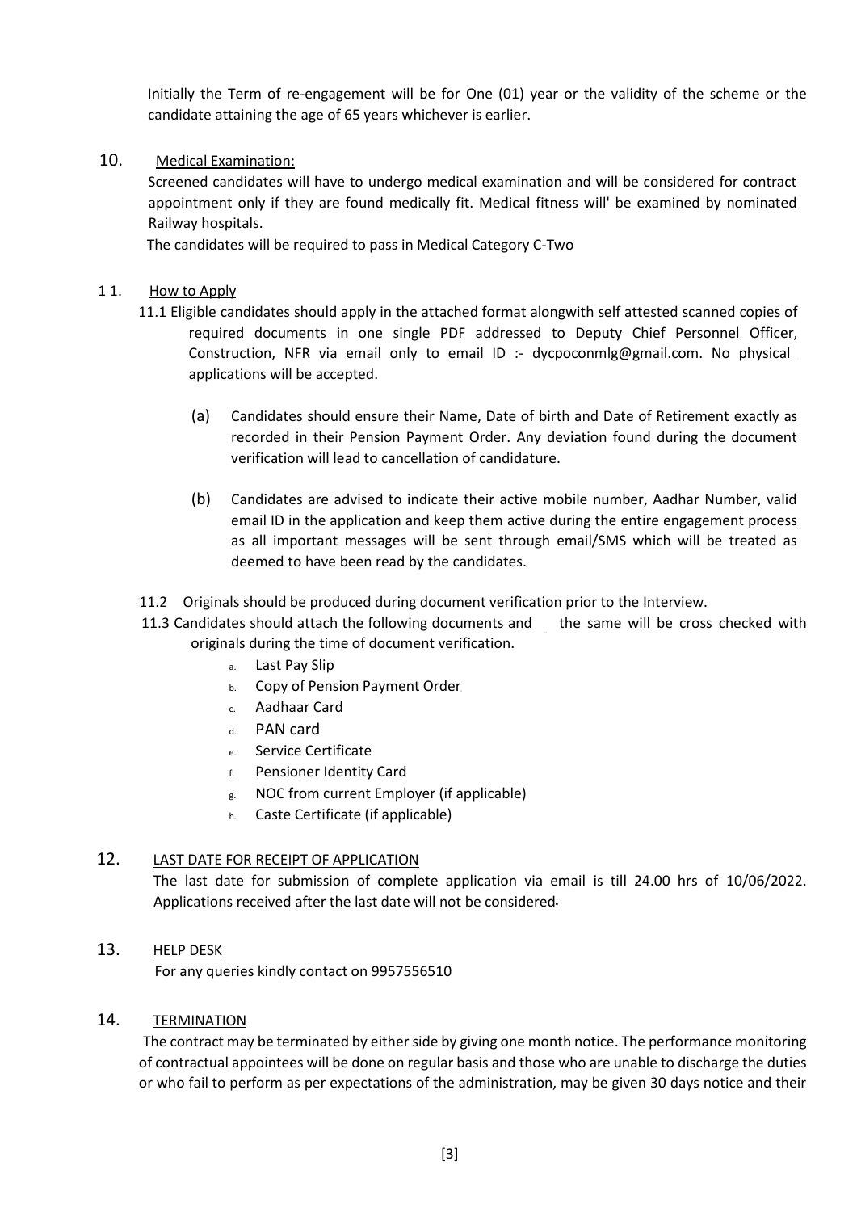Initially the Term of re-engagement will be for One (01) year or the validity of the scheme or the candidate attaining the age of 65 years whichever is earlier.

10. Medical Examination:

Screened candidates will have to undergo medical examination and will be considered for contract appointment only if they are found medically fit. Medical fitness will' be examined by nominated Railway hospitals.

The candidates will be required to pass in Medical Category C-Two

11. How to Apply

11.1 Eligible candidates should apply in the attached format alongwith self attested scanned copies of required documents in one single PDF addressed to Deputy Chief Personnel Officer, Construction, NFR via email only to email ID :- dycpoconmlg@gmail.com. No physical applications will be accepted.

(a) Candidates should ensure their Name, Date of birth and Date of Retirement exactly as recorded in their Pension Payment Order. Any deviation found during the document verification will lead to cancellation of candidature.

(b) Candidates are advised to indicate their active mobile number, Aadhar Number, valid email ID in the application and keep them active during the entire engagement process as all important messages will be sent through email/SMS which will be treated as deemed to have been read by the candidates.

11.2 Originals should be produced during document verification prior to the Interview.

11.3 Candidates should attach the following documents and the same will be cross checked with originals during the time of document verification.

a. Last Pay Slip
b. Copy of Pension Payment Order
c. Aadhaar Card
d. PAN card
e. Service Certificate
f. Pensioner Identity Card
g. NOC from current Employer (if applicable)
h. Caste Certificate (if applicable)

12. LAST DATE FOR RECEIPT OF APPLICATION

The last date for submission of complete application via email is till 24.00 hrs of 10/06/2022. Applications received after the last date will not be considered.

13. HELP DESK

For any queries kindly contact on 9957556510

14. TERMINATION

The contract may be terminated by either side by giving one month notice. The performance monitoring of contractual appointees will be done on regular basis and those who are unable to discharge the duties or who fail to perform as per expectations of the administration, may be given 30 days notice and their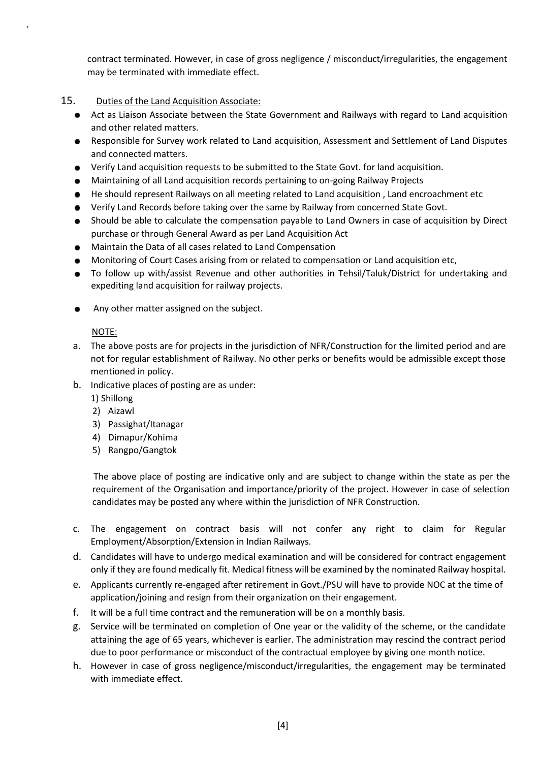contract terminated. However, in case of gross negligence / misconduct/irregularities, the engagement may be terminated with immediate effect.

15. Duties of the Land Acquisition Associate:

- Act as Liaison Associate between the State Government and Railways with regard to Land acquisition and other related matters.
- Responsible for Survey work related to Land acquisition, Assessment and Settlement of Land Disputes and connected matters.
- Verify Land acquisition requests to be submitted to the State Govt. for land acquisition.
- Maintaining of all Land acquisition records pertaining to on-going Railway Projects
- He should represent Railways on all meeting related to Land acquisition , Land encroachment etc
- Verify Land Records before taking over the same by Railway from concerned State Govt.
- Should be able to calculate the compensation payable to Land Owners in case of acquisition by Direct purchase or through General Award as per Land Acquisition Act
- Maintain the Data of all cases related to Land Compensation
- Monitoring of Court Cases arising from or related to compensation or Land acquisition etc,
- To follow up with/assist Revenue and other authorities in Tehsil/Taluk/District for undertaking and expediting land acquisition for railway projects.
- Any other matter assigned on the subject.

NOTE:

a. The above posts are for projects in the jurisdiction of NFR/Construction for the limited period and are not for regular establishment of Railway. No other perks or benefits would be admissible except those mentioned in policy.

b. Indicative places of posting are as under:
   1) Shillong
   2) Aizawl
   3) Passighat/Itanagar
   4) Dimapur/Kohima
   5) Rangpo/Gangtok

   The above place of posting are indicative only and are subject to change within the state as per the requirement of the Organisation and importance/priority of the project. However in case of selection candidates may be posted any where within the jurisdiction of NFR Construction.

c. The engagement on contract basis will not confer any right to claim for Regular Employment/Absorption/Extension in Indian Railways.

d. Candidates will have to undergo medical examination and will be considered for contract engagement only if they are found medically fit. Medical fitness will be examined by the nominated Railway hospital.

e. Applicants currently re-engaged after retirement in Govt./PSU will have to provide NOC at the time of application/joining and resign from their organization on their engagement.

f. It will be a full time contract and the remuneration will be on a monthly basis.

g. Service will be terminated on completion of One year or the validity of the scheme, or the candidate attaining the age of 65 years, whichever is earlier. The administration may rescind the contract period due to poor performance or misconduct of the contractual employee by giving one month notice.

h. However in case of gross negligence/misconduct/irregularities, the engagement may be terminated with immediate effect.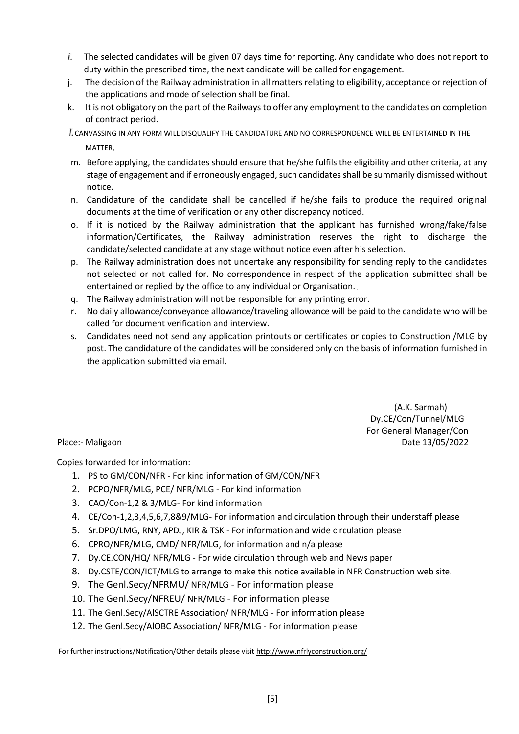i. The selected candidates will be given 07 days time for reporting. Any candidate who does not report to duty within the prescribed time, the next candidate will be called for engagement.

j. The decision of the Railway administration in all matters relating to eligibility, acceptance or rejection of the applications and mode of selection shall be final.

k. It is not obligatory on the part of the Railways to offer any employment to the candidates on completion of contract period.

l. CANVASSING IN ANY FORM WILL DISQUALIFY THE CANDIDATURE AND NO CORRESPONDENCE WILL BE ENTERTAINED IN THE MATTER,

m. Before applying, the candidates should ensure that he/she fulfils the eligibility and other criteria, at any stage of engagement and if erroneously engaged, such candidates shall be summarily dismissed without notice.

n. Candidature of the candidate shall be cancelled if he/she fails to produce the required original documents at the time of verification or any other discrepancy noticed.

o. If it is noticed by the Railway administration that the applicant has furnished wrong/fake/false information/Certificates, the Railway administration reserves the right to discharge the candidate/selected candidate at any stage without notice even after his selection.

p. The Railway administration does not undertake any responsibility for sending reply to the candidates not selected or not called for. No correspondence in respect of the application submitted shall be entertained or replied by the office to any individual or Organisation.

q. The Railway administration will not be responsible for any printing error.

r. No daily allowance/conveyance allowance/traveling allowance will be paid to the candidate who will be called for document verification and interview.

s. Candidates need not send any application printouts or certificates or copies to Construction /MLG by post. The candidature of the candidates will be considered only on the basis of information furnished in the application submitted via email.

(A.K. Sarmah)
Dy.CE/Con/Tunnel/MLG
For General Manager/Con

Place:- Maligaon
Date 13/05/2022

Copies forwarded for information:

1. PS to GM/CON/NFR - For kind information of GM/CON/NFR
2. PCPO/NFR/MLG, PCE/ NFR/MLG - For kind information
3. CAO/Con-1,2 & 3/MLG- For kind information
4. CE/Con-1,2,3,4,5,6,7,8&9/MLG- For information and circulation through their understaff please
5. Sr.DPO/LMG, RNY, APDJ, KIR & TSK - For information and wide circulation please
6. CPRO/NFR/MLG, CMD/ NFR/MLG, for information and n/a please
7. Dy.CE.CON/HQ/ NFR/MLG - For wide circulation through web and News paper
8. Dy.CSTE/CON/ICT/MLG to arrange to make this notice available in NFR Construction web site.
9. The Genl.Secy/NFRMU/ NFR/MLG - For information please
10. The Genl.Secy/NFREU/ NFR/MLG - For information please
11. The Genl.Secy/AISCTRE Association/ NFR/MLG - For information please
12. The Genl.Secy/AIOBC Association/ NFR/MLG - For information please

For further instructions/Notification/Other details please visit http://www.nfrlyconstruction.org/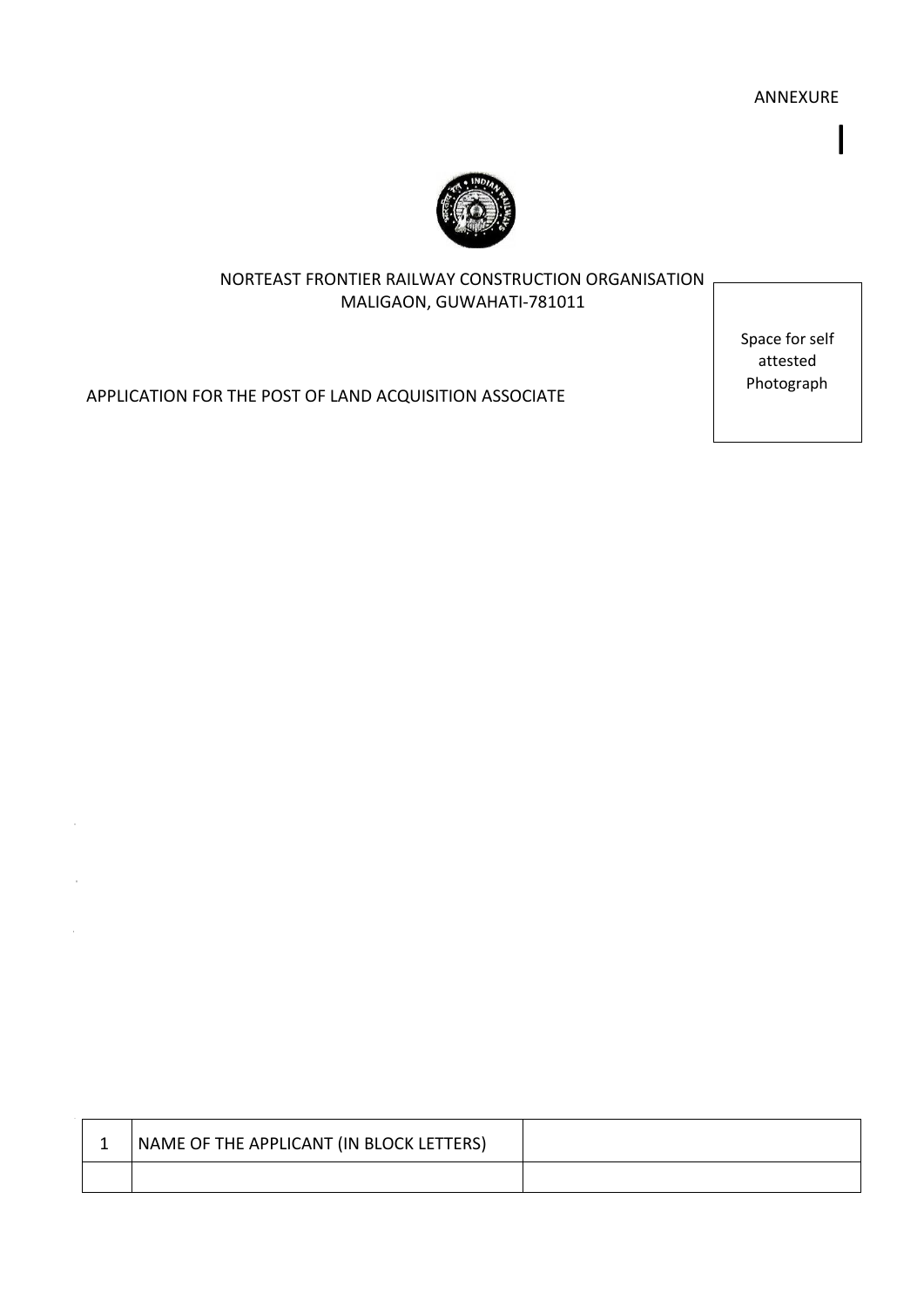ANNEXURE

I

NORTEAST FRONTIER RAILWAY CONSTRUCTION ORGANISATION
MALIGAON, GUWAHATI-781011

Space for self attested Photograph

APPLICATION FOR THE POST OF LAND ACQUISITION ASSOCIATE

| 1 | NAME OF THE APPLICANT (IN BLOCK LETTERS) | |
|---|---|---|
| | | |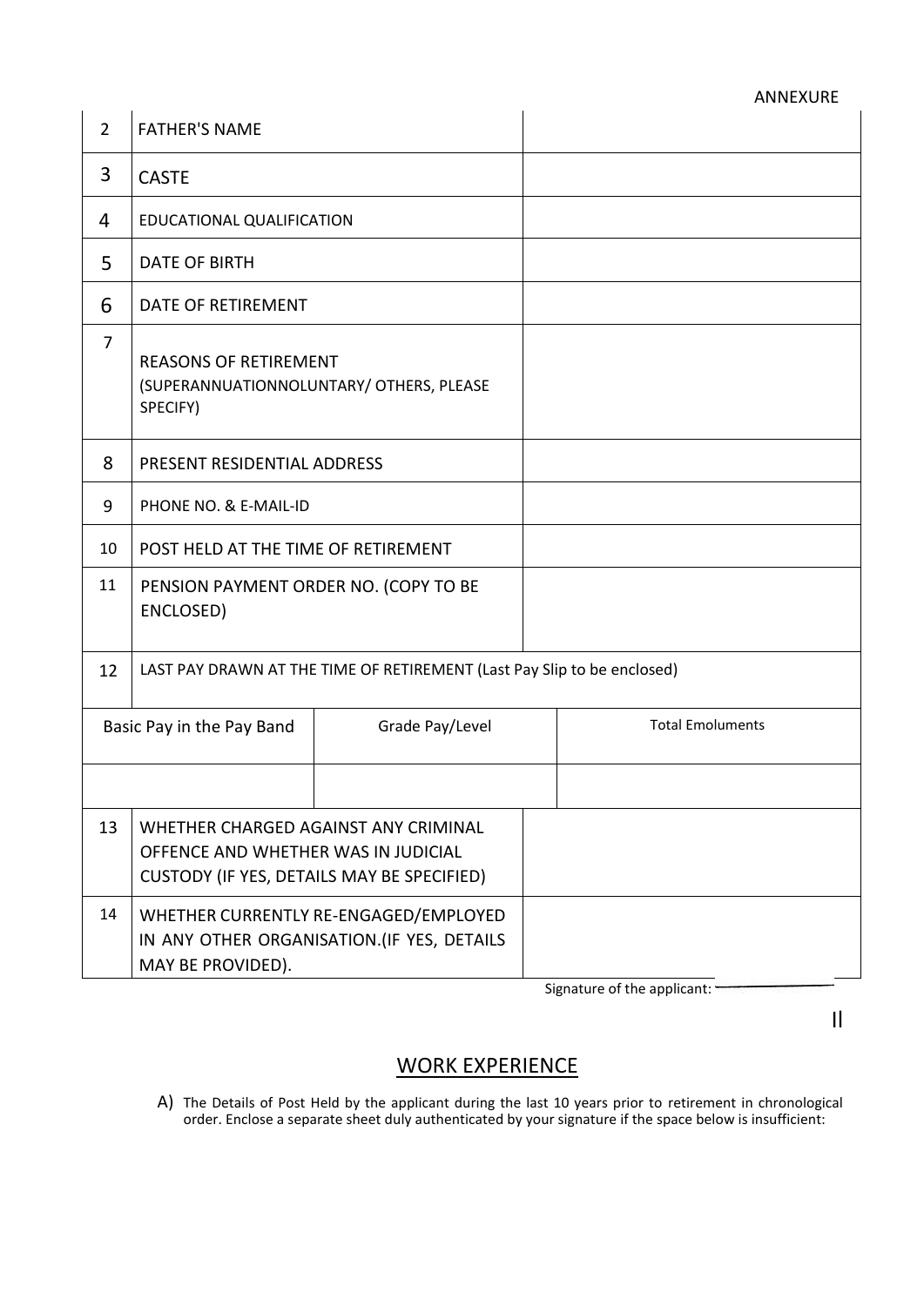ANNEXURE

| | | |
|---|---|---|
| 2 | FATHER'S NAME | |
| 3 | CASTE | |
| 4 | EDUCATIONAL QUALIFICATION | |
| 5 | DATE OF BIRTH | |
| 6 | DATE OF RETIREMENT | |
| 7 | REASONS OF RETIREMENT (SUPERANNUATIONNOLUNTARY/ OTHERS, PLEASE SPECIFY) | |
| 8 | PRESENT RESIDENTIAL ADDRESS | |
| 9 | PHONE NO. & E-MAIL-ID | |
| 10 | POST HELD AT THE TIME OF RETIREMENT | |
| 11 | PENSION PAYMENT ORDER NO. (COPY TO BE ENCLOSED) | |
| 12 | LAST PAY DRAWN AT THE TIME OF RETIREMENT (Last Pay Slip to be enclosed) | |

| Basic Pay in the Pay Band | Grade Pay/Level | Total Emoluments |
|---|---|---|
| | | |

| | | |
|---|---|---|
| 13 | WHETHER CHARGED AGAINST ANY CRIMINAL OFFENCE AND WHETHER WAS IN JUDICIAL CUSTODY (IF YES, DETAILS MAY BE SPECIFIED) | |
| 14 | WHETHER CURRENTLY RE-ENGAGED/EMPLOYED IN ANY OTHER ORGANISATION.(IF YES, DETAILS MAY BE PROVIDED). | |

Signature of the applicant: ____________

II

## WORK EXPERIENCE

A) The Details of Post Held by the applicant during the last 10 years prior to retirement in chronological order. Enclose a separate sheet duly authenticated by your signature if the space below is insufficient: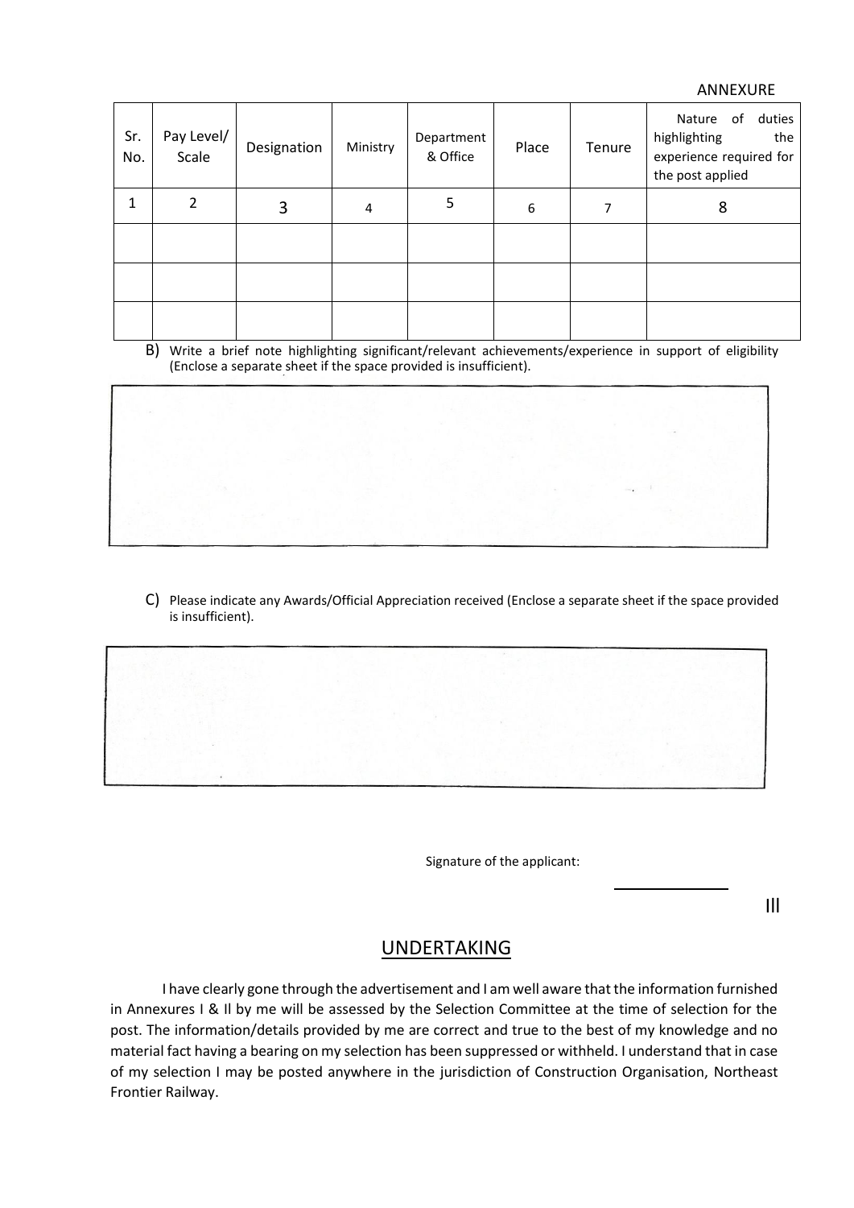ANNEXURE

| Sr. No. | Pay Level/ Scale | Designation | Ministry | Department & Office | Place | Tenure | Nature of duties highlighting the experience required for the post applied |
|---|---|---|---|---|---|---|---|
| 1 | 2 | 3 | 4 | 5 | 6 | 7 | 8 |
| | | | | | | | |
| | | | | | | | |
| | | | | | | | |

B) Write a brief note highlighting significant/relevant achievements/experience in support of eligibility (Enclose a separate sheet if the space provided is insufficient).

C) Please indicate any Awards/Official Appreciation received (Enclose a separate sheet if the space provided is insufficient).

Signature of the applicant:

III

## UNDERTAKING

I have clearly gone through the advertisement and I am well aware that the information furnished in Annexures I & II by me will be assessed by the Selection Committee at the time of selection for the post. The information/details provided by me are correct and true to the best of my knowledge and no material fact having a bearing on my selection has been suppressed or withheld. I understand that in case of my selection I may be posted anywhere in the jurisdiction of Construction Organisation, Northeast Frontier Railway.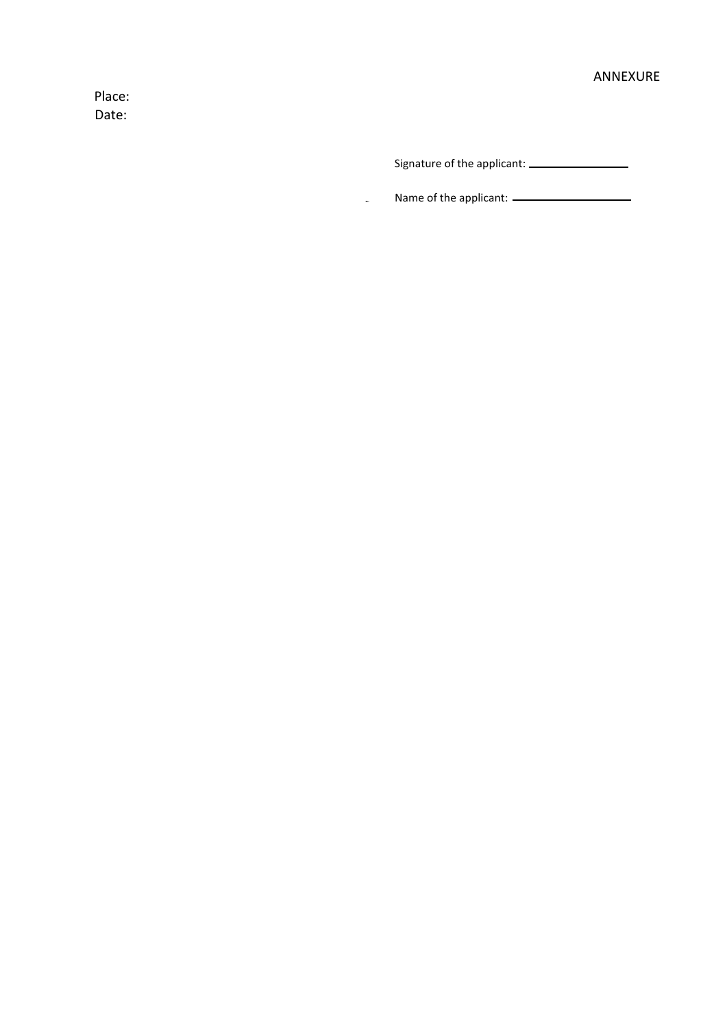ANNEXURE

Place:
Date:

Signature of the applicant: ________________

Name of the applicant: ____________________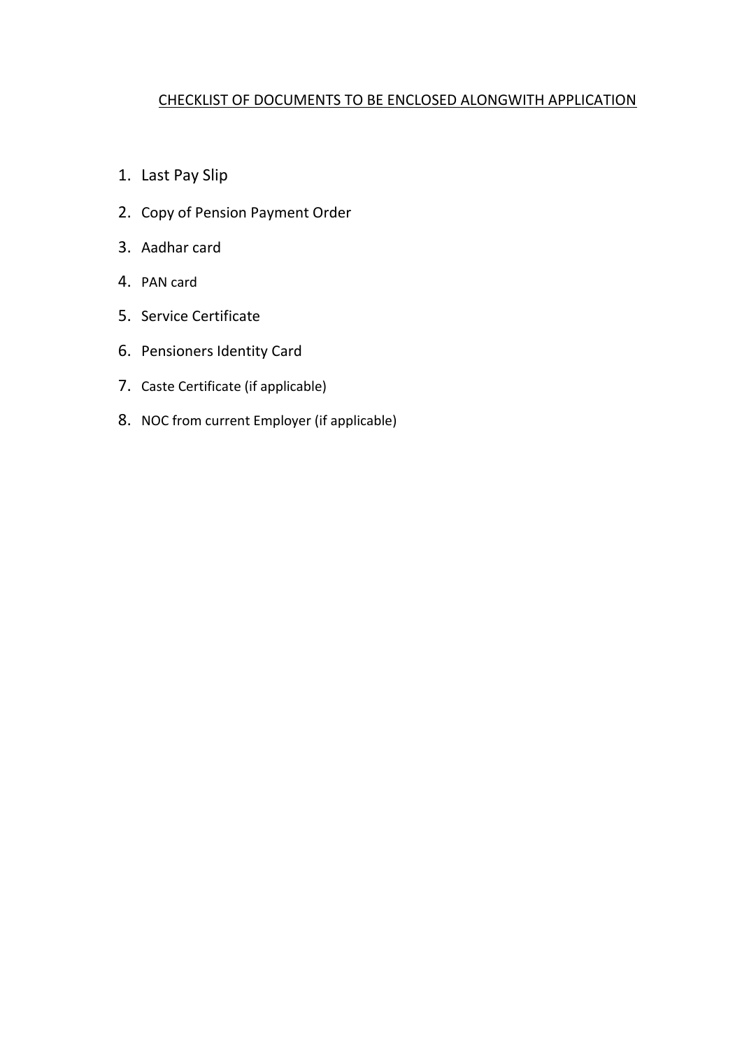<u>CHECKLIST OF DOCUMENTS TO BE ENCLOSED ALONGWITH APPLICATION</u>

1. Last Pay Slip
2. Copy of Pension Payment Order
3. Aadhar card
4. PAN card
5. Service Certificate
6. Pensioners Identity Card
7. Caste Certificate (if applicable)
8. NOC from current Employer (if applicable)